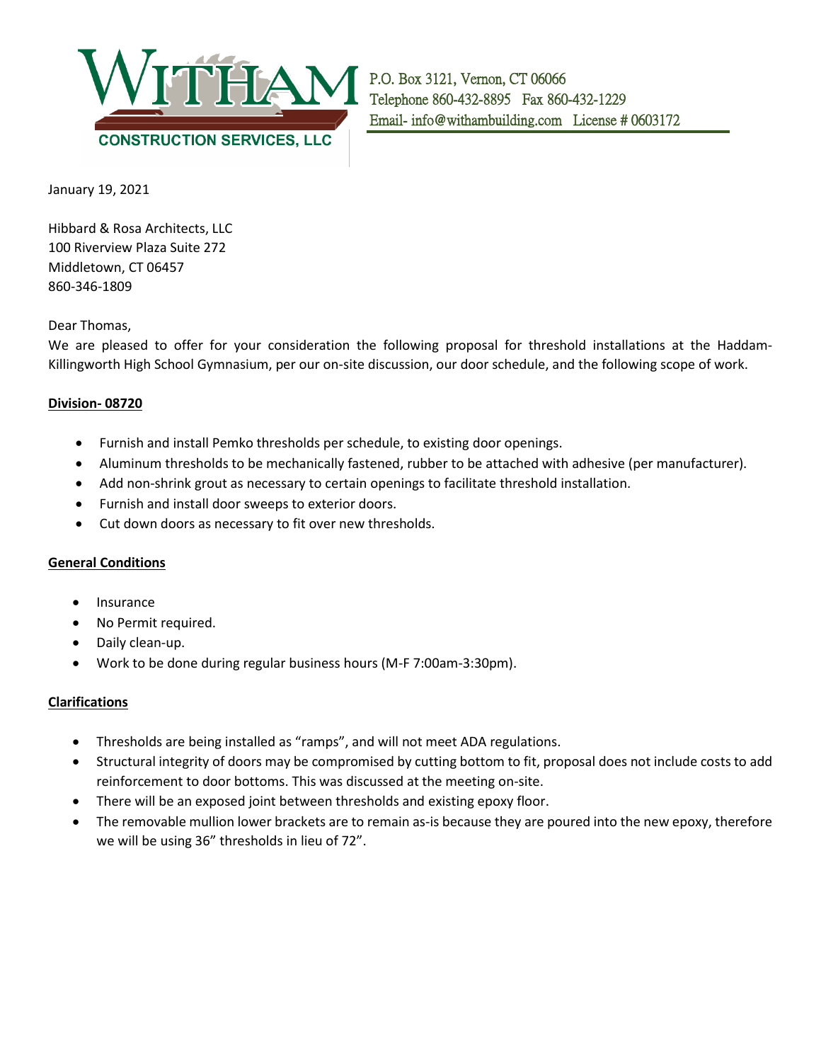**WITHAM CONSTRUCTION SERVICES, LLC**

P.O. Box 3121, Vernon, CT 06066
Telephone 860-432-8895 Fax 860-432-1229
Email- info@withambuilding.com License # 0603172

January 19, 2021

Hibbard & Rosa Architects, LLC
100 Riverview Plaza Suite 272
Middletown, CT 06457
860-346-1809

Dear Thomas,

We are pleased to offer for your consideration the following proposal for threshold installations at the Haddam-Killingworth High School Gymnasium, per our on-site discussion, our door schedule, and the following scope of work.

**Division- 08720**

- Furnish and install Pemko thresholds per schedule, to existing door openings.
- Aluminum thresholds to be mechanically fastened, rubber to be attached with adhesive (per manufacturer).
- Add non-shrink grout as necessary to certain openings to facilitate threshold installation.
- Furnish and install door sweeps to exterior doors.
- Cut down doors as necessary to fit over new thresholds.

**General Conditions**

- Insurance
- No Permit required.
- Daily clean-up.
- Work to be done during regular business hours (M-F 7:00am-3:30pm).

**Clarifications**

- Thresholds are being installed as "ramps", and will not meet ADA regulations.
- Structural integrity of doors may be compromised by cutting bottom to fit, proposal does not include costs to add reinforcement to door bottoms. This was discussed at the meeting on-site.
- There will be an exposed joint between thresholds and existing epoxy floor.
- The removable mullion lower brackets are to remain as-is because they are poured into the new epoxy, therefore we will be using 36" thresholds in lieu of 72".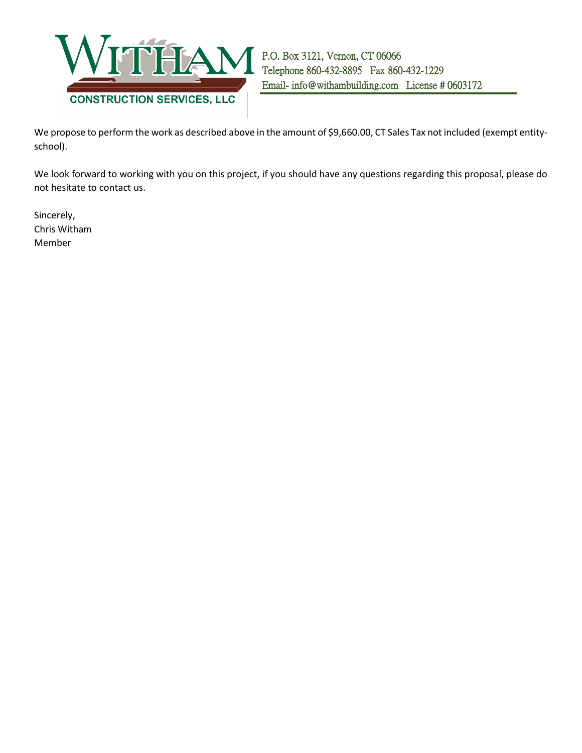WITHAM CONSTRUCTION SERVICES, LLC

P.O. Box 3121, Vernon, CT 06066
Telephone 860-432-8895 Fax 860-432-1229
Email- info@withambuilding.com License # 0603172

We propose to perform the work as described above in the amount of $9,660.00, CT Sales Tax not included (exempt entity-school).

We look forward to working with you on this project, if you should have any questions regarding this proposal, please do not hesitate to contact us.

Sincerely,
Chris Witham
Member